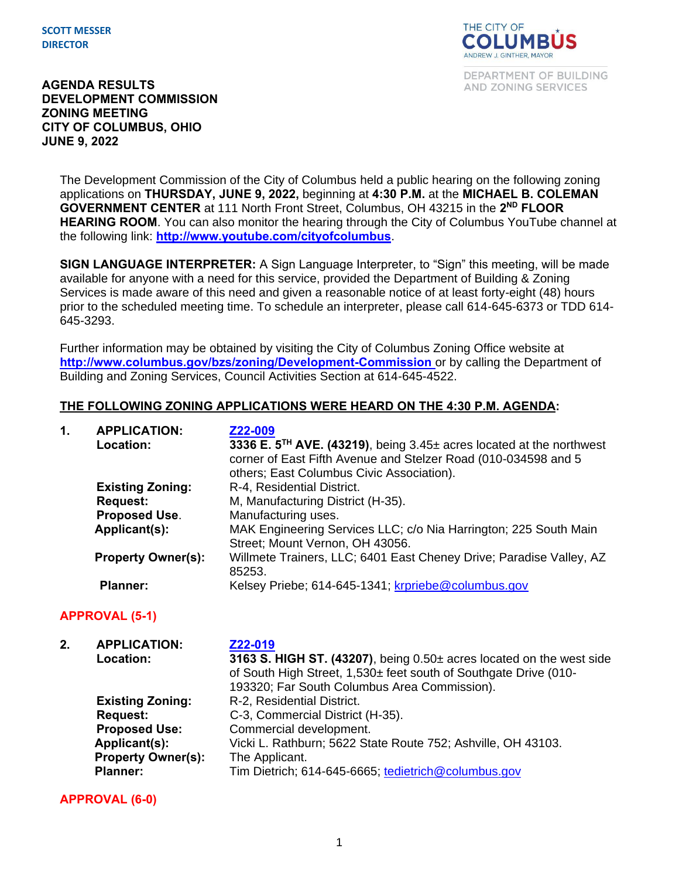**SCOTT MESSER**
**DIRECTOR**

THE CITY OF COLUMBUS
ANDREW J. GINTHER, MAYOR

DEPARTMENT OF BUILDING AND ZONING SERVICES

# AGENDA RESULTS
# DEVELOPMENT COMMISSION
# ZONING MEETING
# CITY OF COLUMBUS, OHIO
# JUNE 9, 2022

The Development Commission of the City of Columbus held a public hearing on the following zoning applications on **THURSDAY, JUNE 9, 2022,** beginning at **4:30 P.M.** at the **MICHAEL B. COLEMAN GOVERNMENT CENTER** at 111 North Front Street, Columbus, OH 43215 in the **2ND FLOOR HEARING ROOM**. You can also monitor the hearing through the City of Columbus YouTube channel at the following link: **http://www.youtube.com/cityofcolumbus**.

**SIGN LANGUAGE INTERPRETER:** A Sign Language Interpreter, to "Sign" this meeting, will be made available for anyone with a need for this service, provided the Department of Building & Zoning Services is made aware of this need and given a reasonable notice of at least forty-eight (48) hours prior to the scheduled meeting time. To schedule an interpreter, please call 614-645-6373 or TDD 614-645-3293.

Further information may be obtained by visiting the City of Columbus Zoning Office website at **http://www.columbus.gov/bzs/zoning/Development-Commission** or by calling the Department of Building and Zoning Services, Council Activities Section at 614-645-4522.

## THE FOLLOWING ZONING APPLICATIONS WERE HEARD ON THE 4:30 P.M. AGENDA:

**1. APPLICATION:** Z22-009
**Location:** **3336 E. 5TH AVE. (43219)**, being 3.45± acres located at the northwest corner of East Fifth Avenue and Stelzer Road (010-034598 and 5 others; East Columbus Civic Association).
**Existing Zoning:** R-4, Residential District.
**Request:** M, Manufacturing District (H-35).
**Proposed Use.** Manufacturing uses.
**Applicant(s):** MAK Engineering Services LLC; c/o Nia Harrington; 225 South Main Street; Mount Vernon, OH 43056.
**Property Owner(s):** Willmete Trainers, LLC; 6401 East Cheney Drive; Paradise Valley, AZ 85253.
**Planner:** Kelsey Priebe; 614-645-1341; krpriebe@columbus.gov

**APPROVAL (5-1)**

**2. APPLICATION:** Z22-019
**Location:** **3163 S. HIGH ST. (43207)**, being 0.50± acres located on the west side of South High Street, 1,530± feet south of Southgate Drive (010-193320; Far South Columbus Area Commission).
**Existing Zoning:** R-2, Residential District.
**Request:** C-3, Commercial District (H-35).
**Proposed Use:** Commercial development.
**Applicant(s):** Vicki L. Rathburn; 5622 State Route 752; Ashville, OH 43103.
**Property Owner(s):** The Applicant.
**Planner:** Tim Dietrich; 614-645-6665; tedietrich@columbus.gov

**APPROVAL (6-0)**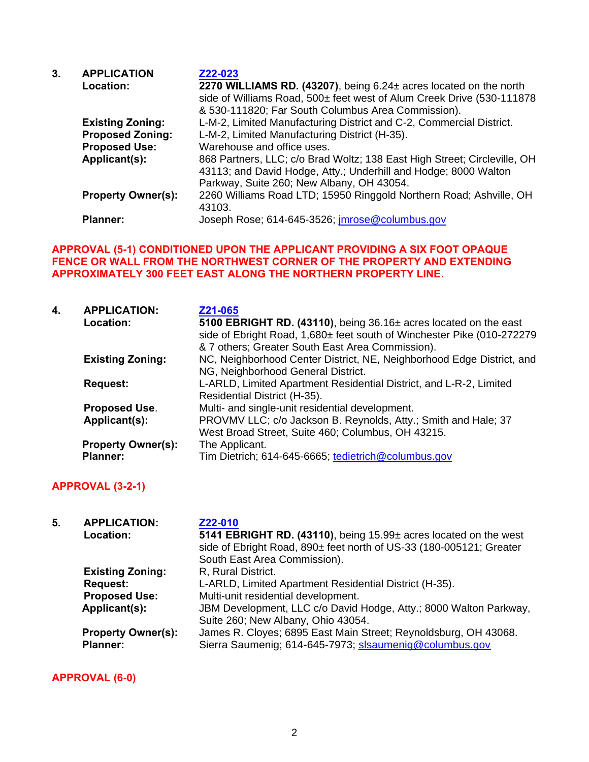**3. APPLICATION** [Z22-023]

**Location:** **2270 WILLIAMS RD. (43207)**, being 6.24± acres located on the north side of Williams Road, 500± feet west of Alum Creek Drive (530-111878 & 530-111820; Far South Columbus Area Commission).

**Existing Zoning:** L-M-2, Limited Manufacturing District and C-2, Commercial District.

**Proposed Zoning:** L-M-2, Limited Manufacturing District (H-35).

**Proposed Use:** Warehouse and office uses.

**Applicant(s):** 868 Partners, LLC; c/o Brad Woltz; 138 East High Street; Circleville, OH 43113; and David Hodge, Atty.; Underhill and Hodge; 8000 Walton Parkway, Suite 260; New Albany, OH 43054.

**Property Owner(s):** 2260 Williams Road LTD; 15950 Ringgold Northern Road; Ashville, OH 43103.

**Planner:** Joseph Rose; 614-645-3526; jmrose@columbus.gov

**APPROVAL (5-1) CONDITIONED UPON THE APPLICANT PROVIDING A SIX FOOT OPAQUE FENCE OR WALL FROM THE NORTHWEST CORNER OF THE PROPERTY AND EXTENDING APPROXIMATELY 300 FEET EAST ALONG THE NORTHERN PROPERTY LINE.**

**4. APPLICATION:** [Z21-065]

**Location:** **5100 EBRIGHT RD. (43110)**, being 36.16± acres located on the east side of Ebright Road, 1,680± feet south of Winchester Pike (010-272279 & 7 others; Greater South East Area Commission).

**Existing Zoning:** NC, Neighborhood Center District, NE, Neighborhood Edge District, and NG, Neighborhood General District.

**Request:** L-ARLD, Limited Apartment Residential District, and L-R-2, Limited Residential District (H-35).

**Proposed Use.** Multi- and single-unit residential development.

**Applicant(s):** PROVMV LLC; c/o Jackson B. Reynolds, Atty.; Smith and Hale; 37 West Broad Street, Suite 460; Columbus, OH 43215.

**Property Owner(s):** The Applicant.

**Planner:** Tim Dietrich; 614-645-6665; tedietrich@columbus.gov

**APPROVAL (3-2-1)**

**5. APPLICATION:** [Z22-010]

**Location:** **5141 EBRIGHT RD. (43110)**, being 15.99± acres located on the west side of Ebright Road, 890± feet north of US-33 (180-005121; Greater South East Area Commission).

**Existing Zoning:** R, Rural District.

**Request:** L-ARLD, Limited Apartment Residential District (H-35).

**Proposed Use:** Multi-unit residential development.

**Applicant(s):** JBM Development, LLC c/o David Hodge, Atty.; 8000 Walton Parkway, Suite 260; New Albany, Ohio 43054.

**Property Owner(s):** James R. Cloyes; 6895 East Main Street; Reynoldsburg, OH 43068.

**Planner:** Sierra Saumenig; 614-645-7973; slsaumenig@columbus.gov

**APPROVAL (6-0)**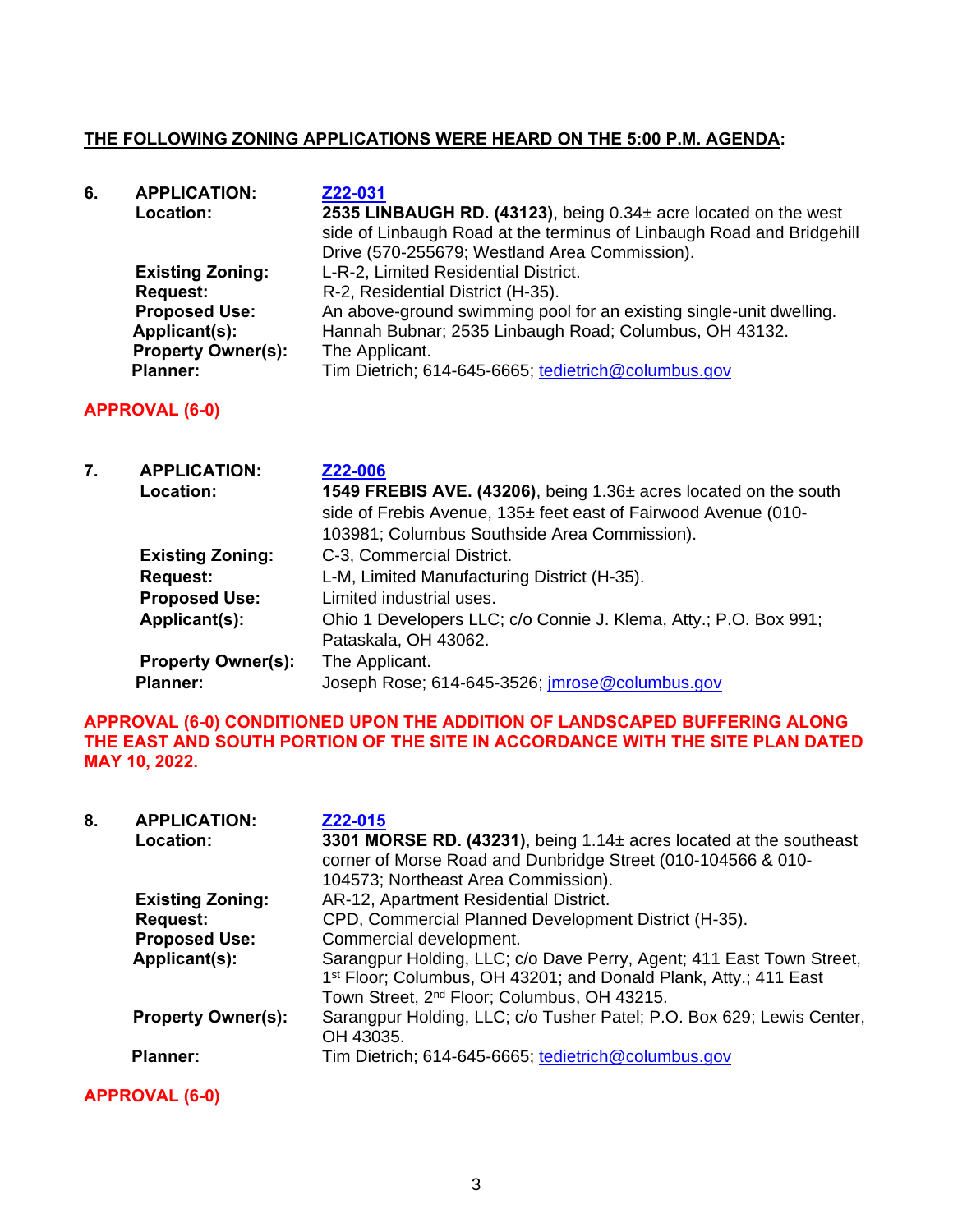**THE FOLLOWING ZONING APPLICATIONS WERE HEARD ON THE 5:00 P.M. AGENDA:**

**6. APPLICATION:** [Z22-031](Z22-031)
**Location:** **2535 LINBAUGH RD. (43123)**, being 0.34± acre located on the west side of Linbaugh Road at the terminus of Linbaugh Road and Bridgehill Drive (570-255679; Westland Area Commission).
**Existing Zoning:** L-R-2, Limited Residential District.
**Request:** R-2, Residential District (H-35).
**Proposed Use:** An above-ground swimming pool for an existing single-unit dwelling.
**Applicant(s):** Hannah Bubnar; 2535 Linbaugh Road; Columbus, OH 43132.
**Property Owner(s):** The Applicant.
**Planner:** Tim Dietrich; 614-645-6665; tedietrich@columbus.gov

**APPROVAL (6-0)**

**7. APPLICATION:** [Z22-006](Z22-006)
**Location:** **1549 FREBIS AVE. (43206)**, being 1.36± acres located on the south side of Frebis Avenue, 135± feet east of Fairwood Avenue (010-103981; Columbus Southside Area Commission).
**Existing Zoning:** C-3, Commercial District.
**Request:** L-M, Limited Manufacturing District (H-35).
**Proposed Use:** Limited industrial uses.
**Applicant(s):** Ohio 1 Developers LLC; c/o Connie J. Klema, Atty.; P.O. Box 991; Pataskala, OH 43062.
**Property Owner(s):** The Applicant.
**Planner:** Joseph Rose; 614-645-3526; jmrose@columbus.gov

**APPROVAL (6-0) CONDITIONED UPON THE ADDITION OF LANDSCAPED BUFFERING ALONG THE EAST AND SOUTH PORTION OF THE SITE IN ACCORDANCE WITH THE SITE PLAN DATED MAY 10, 2022.**

**8. APPLICATION:** [Z22-015](Z22-015)
**Location:** **3301 MORSE RD. (43231)**, being 1.14± acres located at the southeast corner of Morse Road and Dunbridge Street (010-104566 & 010-104573; Northeast Area Commission).
**Existing Zoning:** AR-12, Apartment Residential District.
**Request:** CPD, Commercial Planned Development District (H-35).
**Proposed Use:** Commercial development.
**Applicant(s):** Sarangpur Holding, LLC; c/o Dave Perry, Agent; 411 East Town Street, 1st Floor; Columbus, OH 43201; and Donald Plank, Atty.; 411 East Town Street, 2nd Floor; Columbus, OH 43215.
**Property Owner(s):** Sarangpur Holding, LLC; c/o Tusher Patel; P.O. Box 629; Lewis Center, OH 43035.
**Planner:** Tim Dietrich; 614-645-6665; tedietrich@columbus.gov

**APPROVAL (6-0)**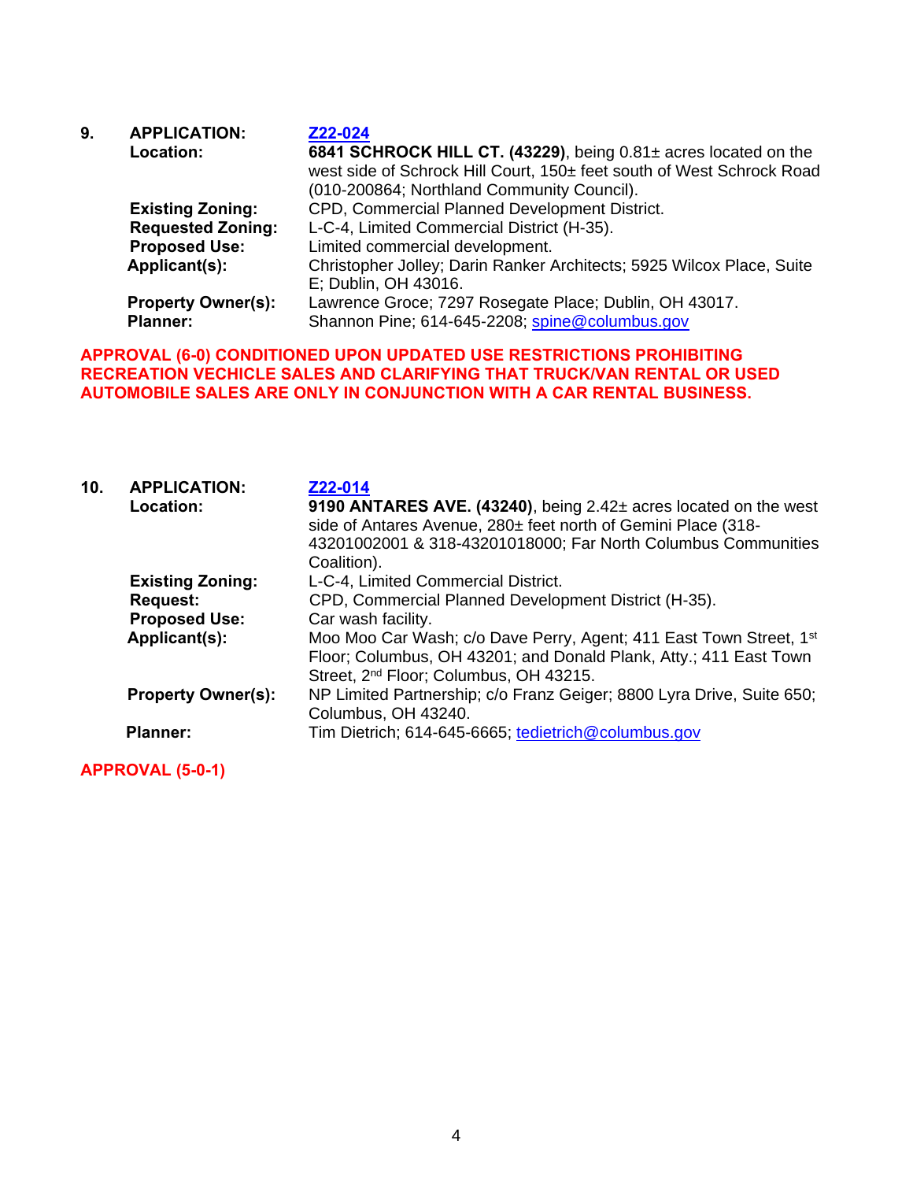**9. APPLICATION:** [Z22-024](Z22-024)

**Location:** **6841 SCHROCK HILL CT. (43229)**, being 0.81± acres located on the west side of Schrock Hill Court, 150± feet south of West Schrock Road (010-200864; Northland Community Council).

**Existing Zoning:** CPD, Commercial Planned Development District.

**Requested Zoning:** L-C-4, Limited Commercial District (H-35).

**Proposed Use:** Limited commercial development.

**Applicant(s):** Christopher Jolley; Darin Ranker Architects; 5925 Wilcox Place, Suite E; Dublin, OH 43016.

**Property Owner(s):** Lawrence Groce; 7297 Rosegate Place; Dublin, OH 43017.

**Planner:** Shannon Pine; 614-645-2208; spine@columbus.gov

**APPROVAL (6-0) CONDITIONED UPON UPDATED USE RESTRICTIONS PROHIBITING RECREATION VECHICLE SALES AND CLARIFYING THAT TRUCK/VAN RENTAL OR USED AUTOMOBILE SALES ARE ONLY IN CONJUNCTION WITH A CAR RENTAL BUSINESS.**

**10. APPLICATION:** [Z22-014](Z22-014)

**Location:** **9190 ANTARES AVE. (43240)**, being 2.42± acres located on the west side of Antares Avenue, 280± feet north of Gemini Place (318-43201002001 & 318-43201018000; Far North Columbus Communities Coalition).

**Existing Zoning:** L-C-4, Limited Commercial District.

**Request:** CPD, Commercial Planned Development District (H-35).

**Proposed Use:** Car wash facility.

**Applicant(s):** Moo Moo Car Wash; c/o Dave Perry, Agent; 411 East Town Street, 1st Floor; Columbus, OH 43201; and Donald Plank, Atty.; 411 East Town Street, 2nd Floor; Columbus, OH 43215.

**Property Owner(s):** NP Limited Partnership; c/o Franz Geiger; 8800 Lyra Drive, Suite 650; Columbus, OH 43240.

**Planner:** Tim Dietrich; 614-645-6665; tedietrich@columbus.gov

**APPROVAL (5-0-1)**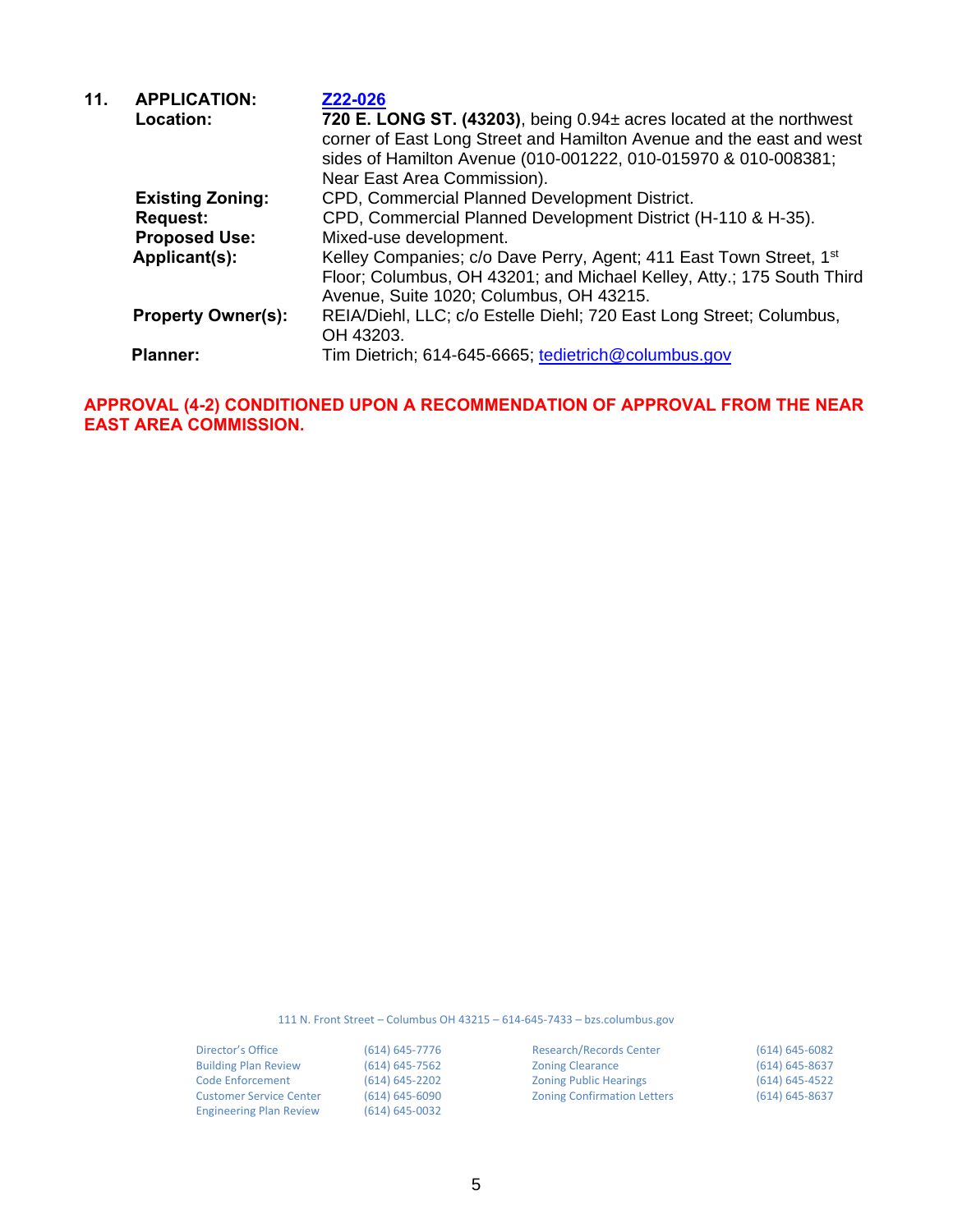**11. APPLICATION:** **Z22-026**

**Location:** **720 E. LONG ST. (43203)**, being 0.94± acres located at the northwest corner of East Long Street and Hamilton Avenue and the east and west sides of Hamilton Avenue (010-001222, 010-015970 & 010-008381; Near East Area Commission).

**Existing Zoning:** CPD, Commercial Planned Development District.

**Request:** CPD, Commercial Planned Development District (H-110 & H-35).

**Proposed Use:** Mixed-use development.

**Applicant(s):** Kelley Companies; c/o Dave Perry, Agent; 411 East Town Street, 1st Floor; Columbus, OH 43201; and Michael Kelley, Atty.; 175 South Third Avenue, Suite 1020; Columbus, OH 43215.

**Property Owner(s):** REIA/Diehl, LLC; c/o Estelle Diehl; 720 East Long Street; Columbus, OH 43203.

**Planner:** Tim Dietrich; 614-645-6665; tedietrich@columbus.gov

**APPROVAL (4-2) CONDITIONED UPON A RECOMMENDATION OF APPROVAL FROM THE NEAR EAST AREA COMMISSION.**

111 N. Front Street – Columbus OH 43215 – 614-645-7433 – bzs.columbus.gov

| | | | |
|---|---|---|---|
| Director's Office | (614) 645-7776 | Research/Records Center | (614) 645-6082 |
| Building Plan Review | (614) 645-7562 | Zoning Clearance | (614) 645-8637 |
| Code Enforcement | (614) 645-2202 | Zoning Public Hearings | (614) 645-4522 |
| Customer Service Center | (614) 645-6090 | Zoning Confirmation Letters | (614) 645-8637 |
| Engineering Plan Review | (614) 645-0032 | | |